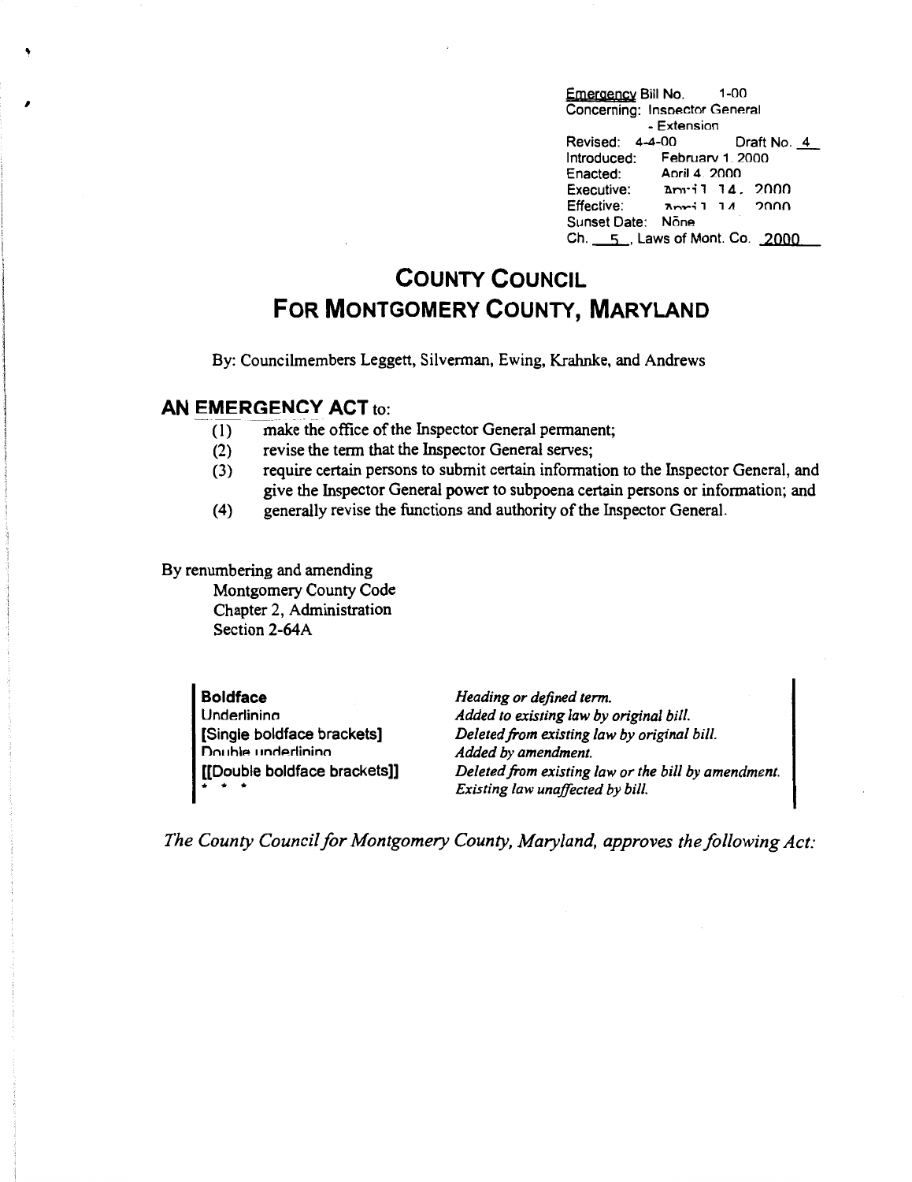Emergency Bill No. 1-00
Concerning: Inspector General - Extension
Revised: 4-4-00 Draft No. 4
Introduced: February 1, 2000
Enacted: April 4, 2000
Executive: April 14, 2000
Effective: April 14, 2000
Sunset Date: None
Ch. 5, Laws of Mont. Co. 2000

# COUNTY COUNCIL FOR MONTGOMERY COUNTY, MARYLAND

By: Councilmembers Leggett, Silverman, Ewing, Krahnke, and Andrews

## AN EMERGENCY ACT to:

(1) make the office of the Inspector General permanent;
(2) revise the term that the Inspector General serves;
(3) require certain persons to submit certain information to the Inspector General, and give the Inspector General power to subpoena certain persons or information; and
(4) generally revise the functions and authority of the Inspector General.

By renumbering and amending
Montgomery County Code
Chapter 2, Administration
Section 2-64A

| | |
|---|---|
| **Boldface** | *Heading or defined term.* |
| Underlining | *Added to existing law by original bill.* |
| **[Single boldface brackets]** | *Deleted from existing law by original bill.* |
| Double underlining | *Added by amendment.* |
| **[[Double boldface brackets]]** | *Deleted from existing law or the bill by amendment.* |
| * * * | *Existing law unaffected by bill.* |

*The County Council for Montgomery County, Maryland, approves the following Act:*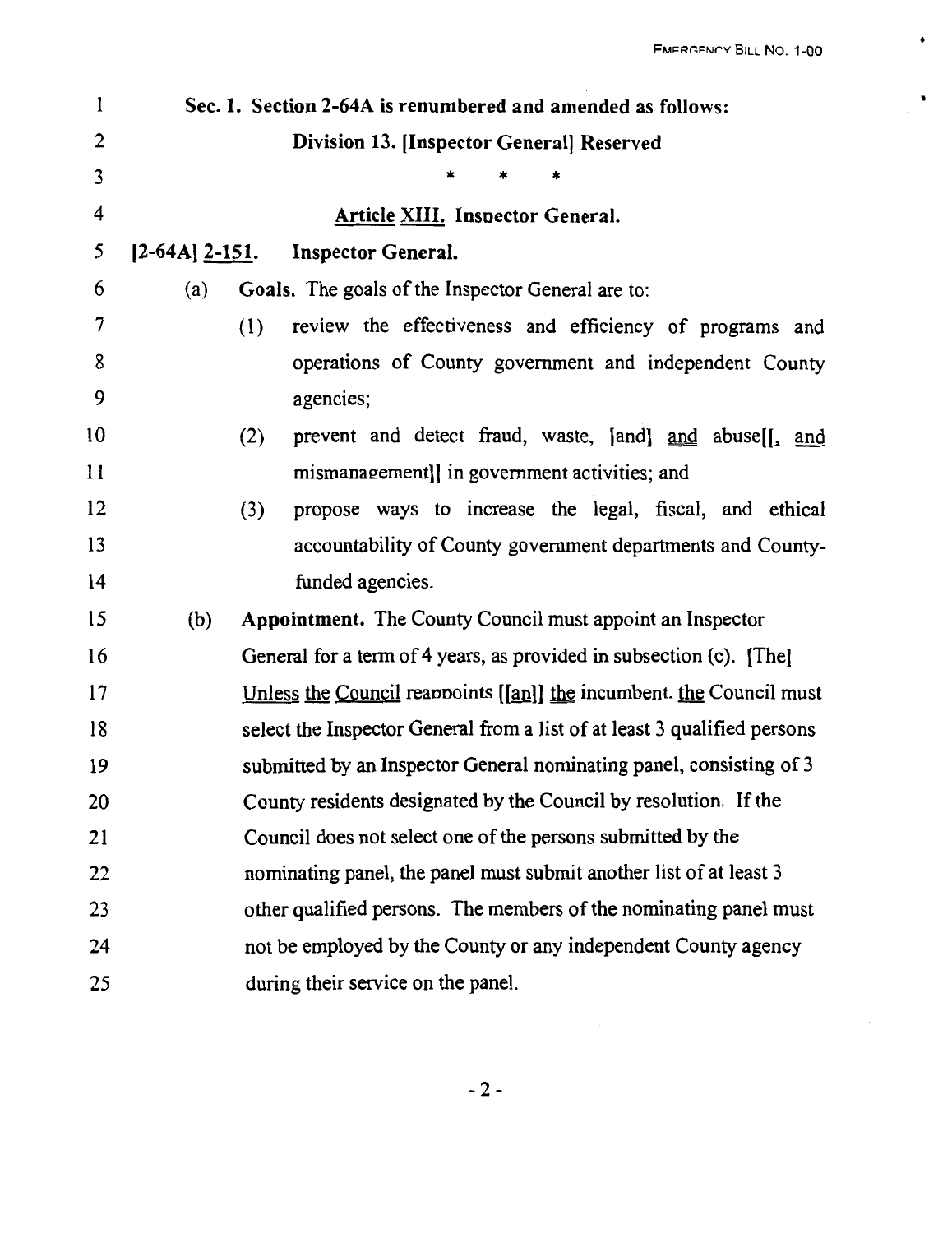Sec. 1. Section 2-64A is renumbered and amended as follows:

**Division 13. [Inspector General] Reserved**

\* \* \*

**Article XIII. Inspector General.**

**[2-64A] 2-151. Inspector General.**

(a) **Goals.** The goals of the Inspector General are to:

(1) review the effectiveness and efficiency of programs and operations of County government and independent County agencies;

(2) prevent and detect fraud, waste, [and] and abuse[[, and mismanagement]] in government activities; and

(3) propose ways to increase the legal, fiscal, and ethical accountability of County government departments and County-funded agencies.

(b) **Appointment.** The County Council must appoint an Inspector General for a term of 4 years, as provided in subsection (c). [The] Unless the Council reappoints [[an]] the incumbent, the Council must select the Inspector General from a list of at least 3 qualified persons submitted by an Inspector General nominating panel, consisting of 3 County residents designated by the Council by resolution. If the Council does not select one of the persons submitted by the nominating panel, the panel must submit another list of at least 3 other qualified persons. The members of the nominating panel must not be employed by the County or any independent County agency during their service on the panel.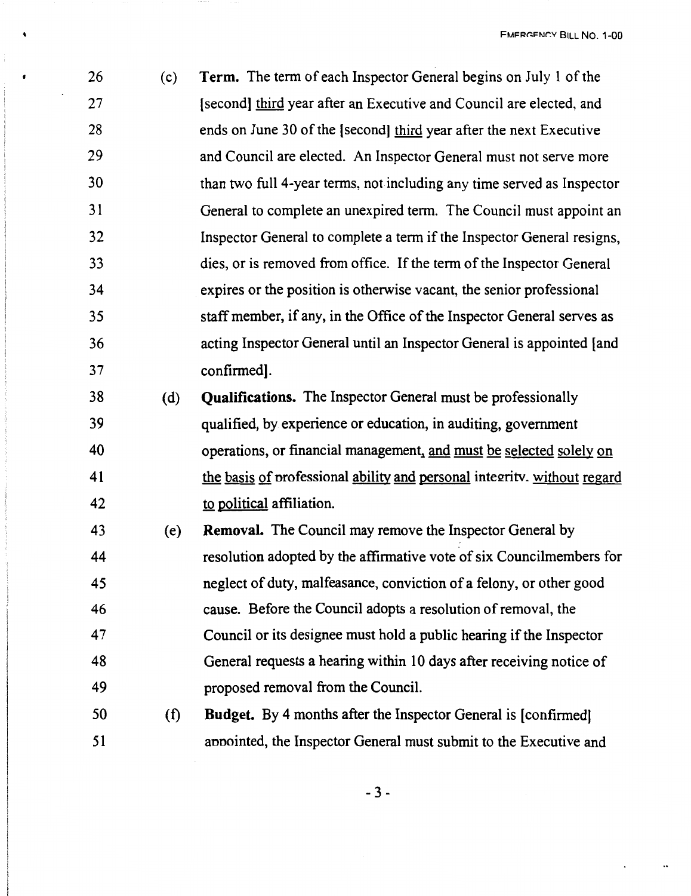26 (c) **Term.** The term of each Inspector General begins on July 1 of the
27 [second] <u>third</u> year after an Executive and Council are elected, and
28 ends on June 30 of the [second] <u>third</u> year after the next Executive
29 and Council are elected. An Inspector General must not serve more
30 than two full 4-year terms, not including any time served as Inspector
31 General to complete an unexpired term. The Council must appoint an
32 Inspector General to complete a term if the Inspector General resigns,
33 dies, or is removed from office. If the term of the Inspector General
34 expires or the position is otherwise vacant, the senior professional
35 staff member, if any, in the Office of the Inspector General serves as
36 acting Inspector General until an Inspector General is appointed [and
37 confirmed].

38 (d) **Qualifications.** The Inspector General must be professionally
39 qualified, by experience or education, in auditing, government
40 operations, or financial management, <u>and must be selected solely on</u>
41 <u>the basis of</u> professional <u>ability and personal</u> integrity, <u>without regard</u>
42 <u>to political</u> affiliation.

43 (e) **Removal.** The Council may remove the Inspector General by
44 resolution adopted by the affirmative vote of six Councilmembers for
45 neglect of duty, malfeasance, conviction of a felony, or other good
46 cause. Before the Council adopts a resolution of removal, the
47 Council or its designee must hold a public hearing if the Inspector
48 General requests a hearing within 10 days after receiving notice of
49 proposed removal from the Council.

50 (f) **Budget.** By 4 months after the Inspector General is [confirmed]
51 <u>appointed</u>, the Inspector General must submit to the Executive and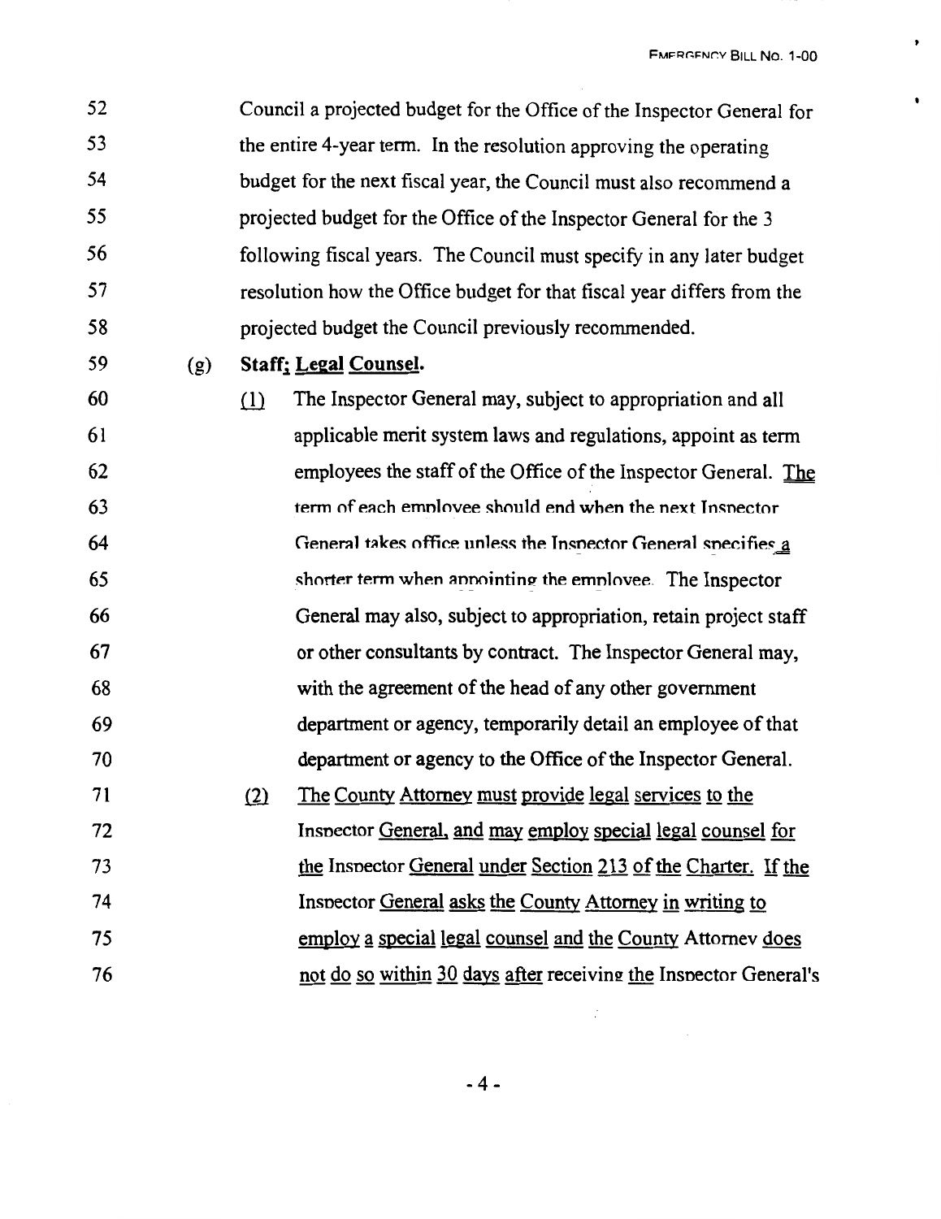Council a projected budget for the Office of the Inspector General for the entire 4-year term. In the resolution approving the operating budget for the next fiscal year, the Council must also recommend a projected budget for the Office of the Inspector General for the 3 following fiscal years. The Council must specify in any later budget resolution how the Office budget for that fiscal year differs from the projected budget the Council previously recommended.

(g) **Staff; Legal Counsel.**

(1) The Inspector General may, subject to appropriation and all applicable merit system laws and regulations, appoint as term employees the staff of the Office of the Inspector General. The term of each employee should end when the next Inspector General takes office unless the Inspector General specifies a shorter term when appointing the employee. The Inspector General may also, subject to appropriation, retain project staff or other consultants by contract. The Inspector General may, with the agreement of the head of any other government department or agency, temporarily detail an employee of that department or agency to the Office of the Inspector General.

(2) The County Attorney must provide legal services to the Inspector General, and may employ special legal counsel for the Inspector General under Section 213 of the Charter. If the Inspector General asks the County Attorney in writing to employ a special legal counsel and the County Attorney does not do so within 30 days after receiving the Inspector General's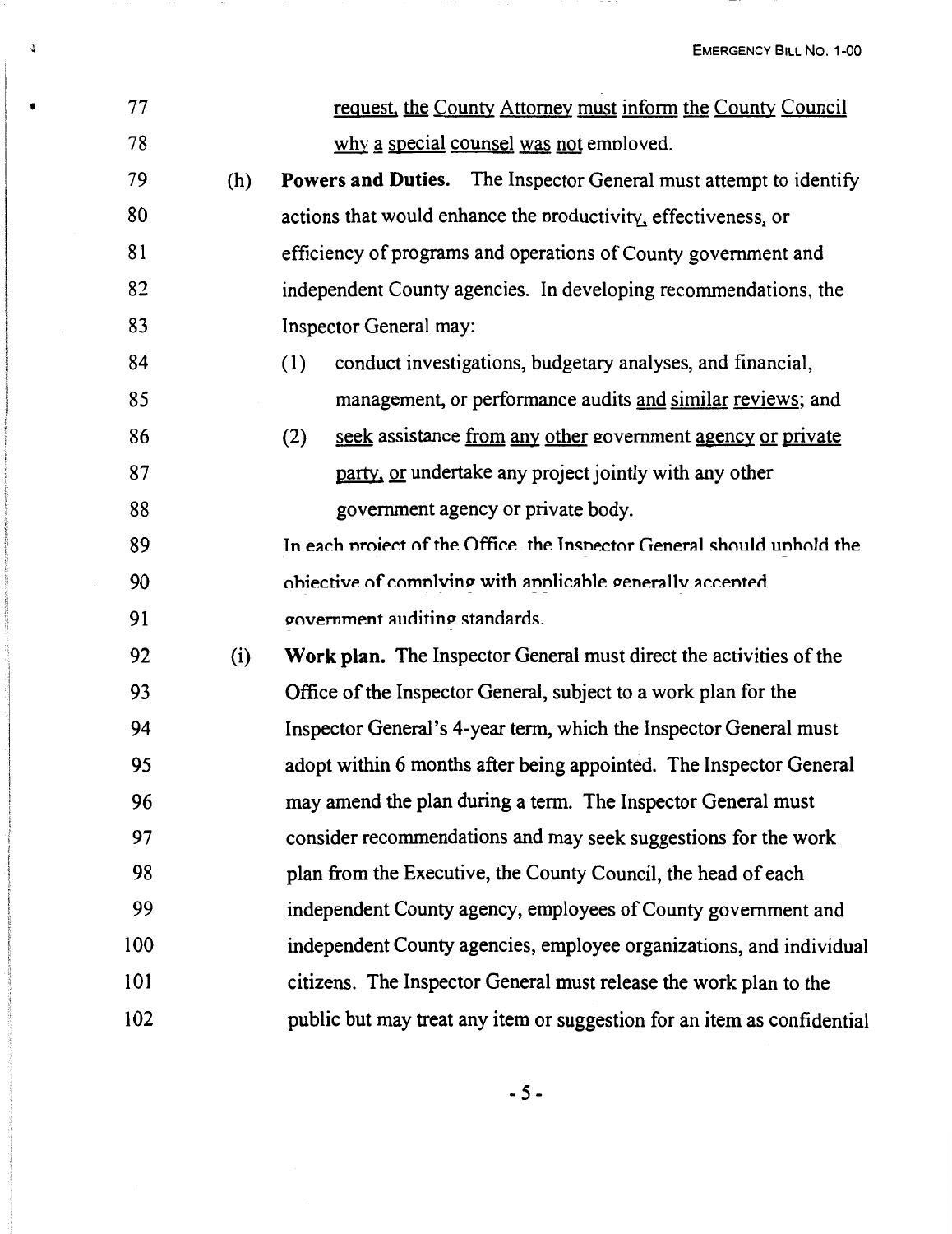request, the County Attorney must inform the County Council why a special counsel was not employed.

(h) **Powers and Duties.** The Inspector General must attempt to identify actions that would enhance the productivity, effectiveness, or efficiency of programs and operations of County government and independent County agencies. In developing recommendations, the Inspector General may:

(1) conduct investigations, budgetary analyses, and financial, management, or performance audits and similar reviews; and

(2) seek assistance from any other government agency or private party, or undertake any project jointly with any other government agency or private body.

In each project of the Office, the Inspector General should uphold the objective of complying with applicable generally accepted government auditing standards.

(i) **Work plan.** The Inspector General must direct the activities of the Office of the Inspector General, subject to a work plan for the Inspector General's 4-year term, which the Inspector General must adopt within 6 months after being appointed. The Inspector General may amend the plan during a term. The Inspector General must consider recommendations and may seek suggestions for the work plan from the Executive, the County Council, the head of each independent County agency, employees of County government and independent County agencies, employee organizations, and individual citizens. The Inspector General must release the work plan to the public but may treat any item or suggestion for an item as confidential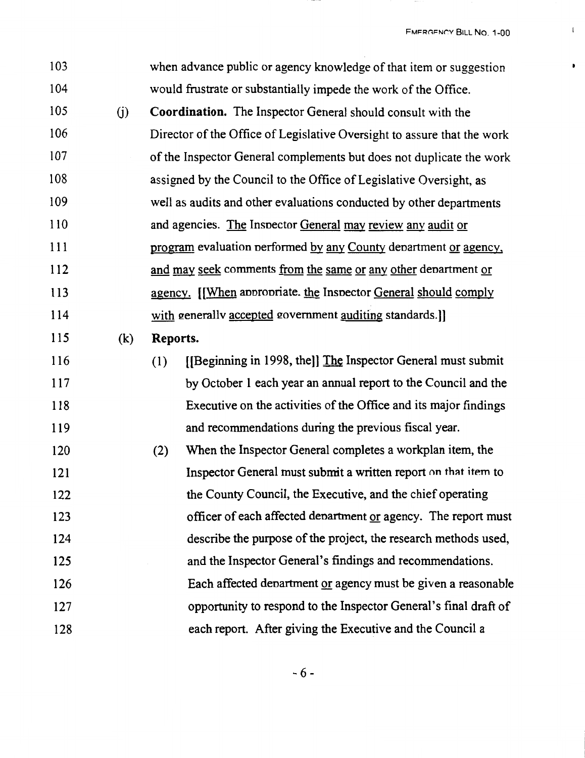103 when advance public or agency knowledge of that item or suggestion

104 would frustrate or substantially impede the work of the Office.

105 (j) **Coordination.** The Inspector General should consult with the

106 Director of the Office of Legislative Oversight to assure that the work

107 of the Inspector General complements but does not duplicate the work

108 assigned by the Council to the Office of Legislative Oversight, as

109 well as audits and other evaluations conducted by other departments

110 and agencies. The Inspector General may review any audit or

111 program evaluation performed by any County department or agency,

112 and may seek comments from the same or any other department or

113 agency. [[When appropriate, the Inspector General should comply

114 with generally accepted government auditing standards.]]

115 (k) **Reports.**

116 (1) [[Beginning in 1998, the]] The Inspector General must submit

117 by October 1 each year an annual report to the Council and the

118 Executive on the activities of the Office and its major findings

119 and recommendations during the previous fiscal year.

120 (2) When the Inspector General completes a workplan item, the

121 Inspector General must submit a written report on that item to

122 the County Council, the Executive, and the chief operating

123 officer of each affected department or agency. The report must

124 describe the purpose of the project, the research methods used,

125 and the Inspector General's findings and recommendations.

126 Each affected department or agency must be given a reasonable

127 opportunity to respond to the Inspector General's final draft of

128 each report. After giving the Executive and the Council a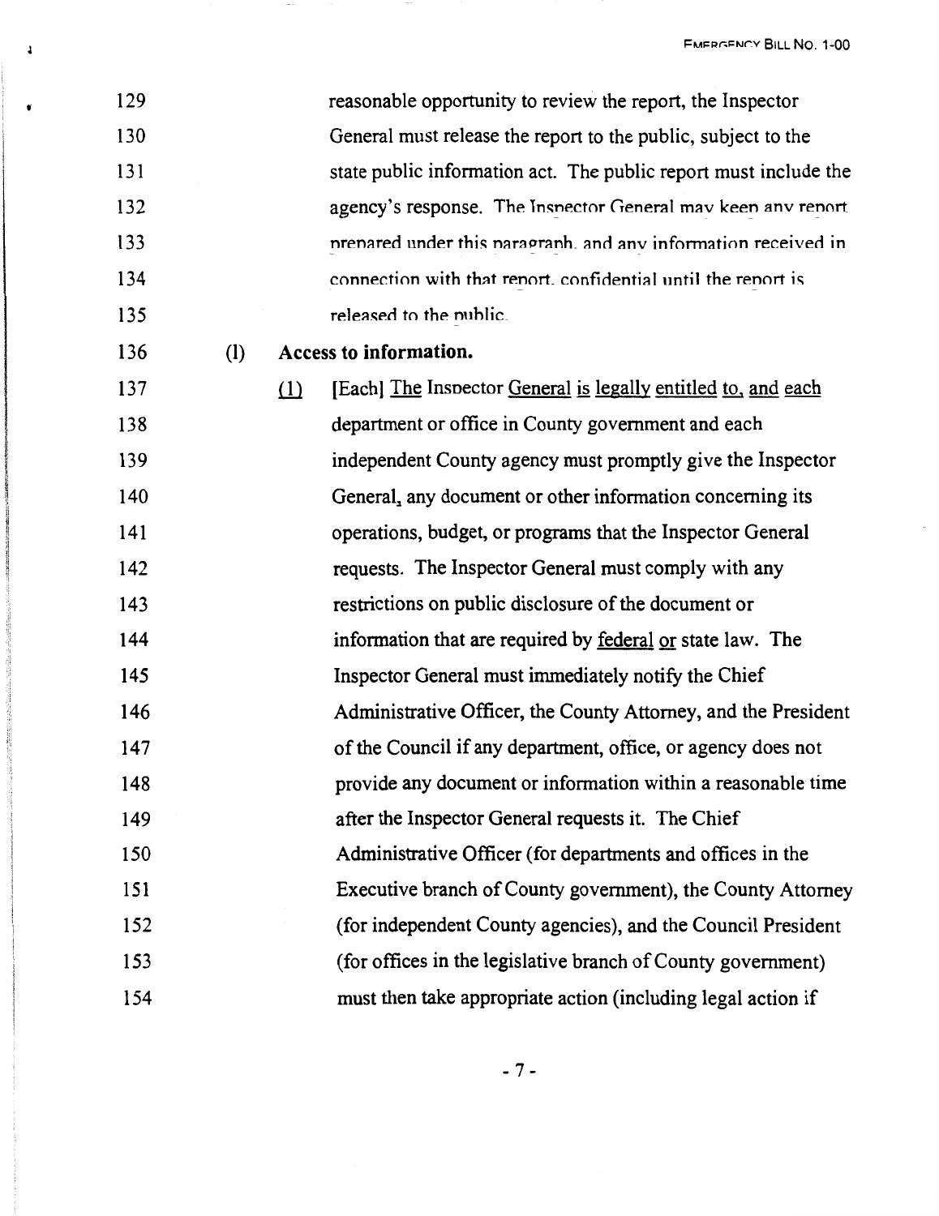129 reasonable opportunity to review the report, the Inspector
130 General must release the report to the public, subject to the
131 state public information act. The public report must include the
132 agency's response. The Inspector General may keep any report
133 prepared under this paragraph, and any information received in
134 connection with that report, confidential until the report is
135 released to the public.

136 (l) **Access to information.**

137 (1) [Each] The Inspector General is legally entitled to, and each
138 department or office in County government and each
139 independent County agency must promptly give the Inspector
140 General, any document or other information concerning its
141 operations, budget, or programs that the Inspector General
142 requests. The Inspector General must comply with any
143 restrictions on public disclosure of the document or
144 information that are required by federal or state law. The
145 Inspector General must immediately notify the Chief
146 Administrative Officer, the County Attorney, and the President
147 of the Council if any department, office, or agency does not
148 provide any document or information within a reasonable time
149 after the Inspector General requests it. The Chief
150 Administrative Officer (for departments and offices in the
151 Executive branch of County government), the County Attorney
152 (for independent County agencies), and the Council President
153 (for offices in the legislative branch of County government)
154 must then take appropriate action (including legal action if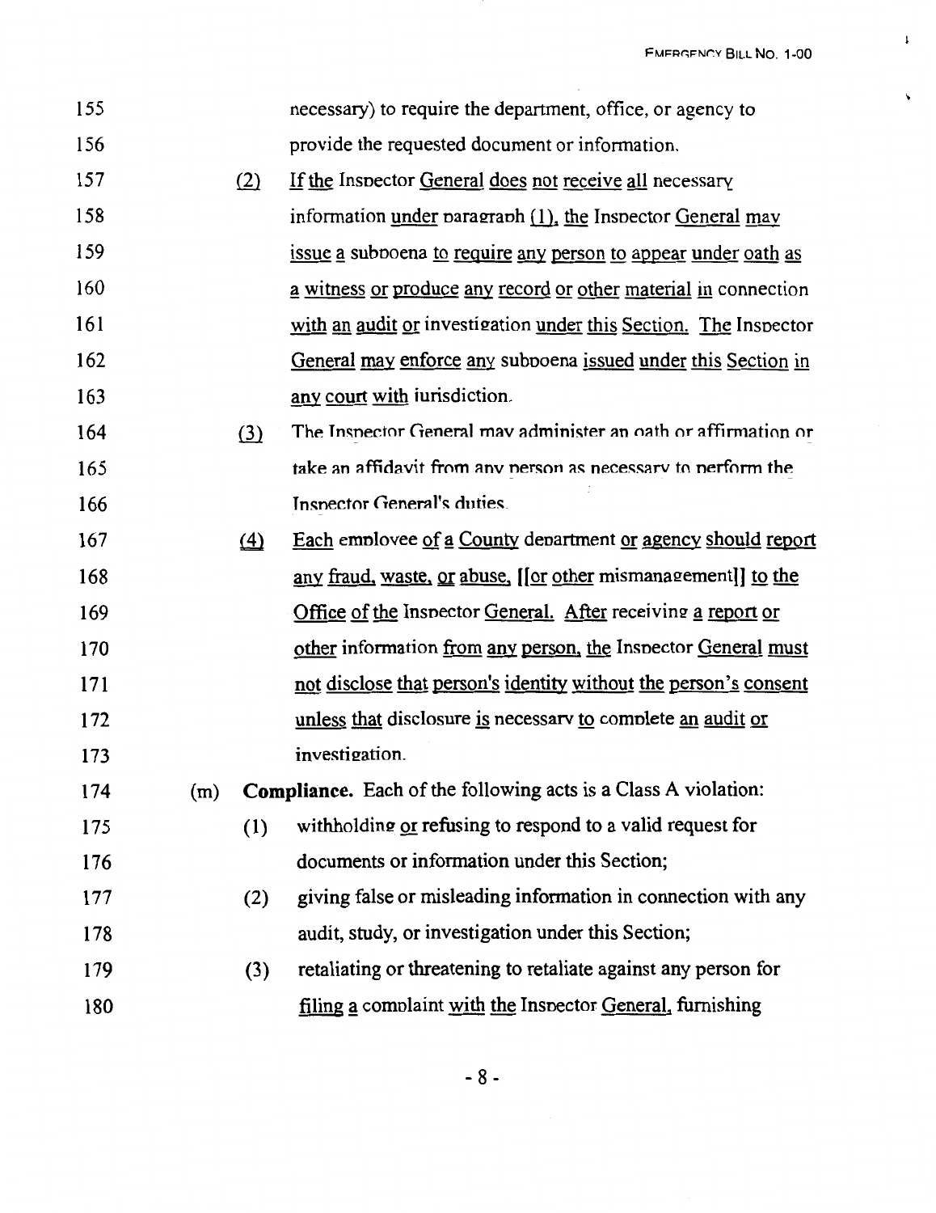necessary) to require the department, office, or agency to provide the requested document or information.

(2) If the Inspector General does not receive all necessary information under paragraph (1), the Inspector General may issue a subpoena to require any person to appear under oath as a witness or produce any record or other material in connection with an audit or investigation under this Section. The Inspector General may enforce any subpoena issued under this Section in any court with jurisdiction.

(3) The Inspector General may administer an oath or affirmation or take an affidavit from any person as necessary to perform the Inspector General's duties.

(4) Each employee of a County department or agency should report any fraud, waste, or abuse, [[or other mismanagement]] to the Office of the Inspector General. After receiving a report or other information from any person, the Inspector General must not disclose that person's identity without the person's consent unless that disclosure is necessary to complete an audit or investigation.

(m) **Compliance.** Each of the following acts is a Class A violation:

(1) withholding or refusing to respond to a valid request for documents or information under this Section;

(2) giving false or misleading information in connection with any audit, study, or investigation under this Section;

(3) retaliating or threatening to retaliate against any person for filing a complaint with the Inspector General, furnishing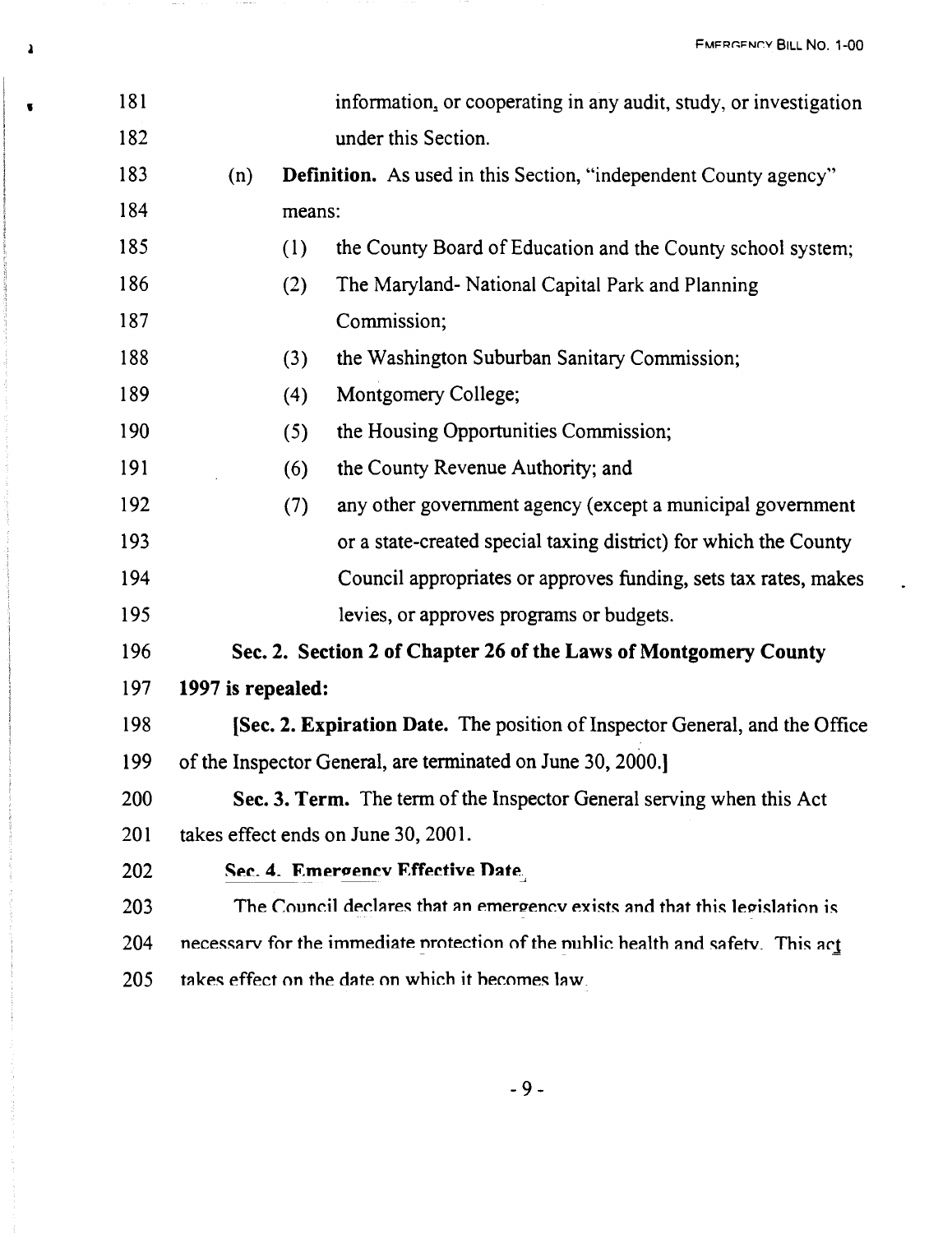information, or cooperating in any audit, study, or investigation under this Section.

(n) **Definition.** As used in this Section, "independent County agency" means:

(1) the County Board of Education and the County school system;

(2) The Maryland- National Capital Park and Planning Commission;

(3) the Washington Suburban Sanitary Commission;

(4) Montgomery College;

(5) the Housing Opportunities Commission;

(6) the County Revenue Authority; and

(7) any other government agency (except a municipal government or a state-created special taxing district) for which the County Council appropriates or approves funding, sets tax rates, makes levies, or approves programs or budgets.

**Sec. 2. Section 2 of Chapter 26 of the Laws of Montgomery County 1997 is repealed:**

**[Sec. 2. Expiration Date.** The position of Inspector General, and the Office of the Inspector General, are terminated on June 30, 2000.]

**Sec. 3. Term.** The term of the Inspector General serving when this Act takes effect ends on June 30, 2001.

**Sec. 4. Emergency Effective Date.**

The Council declares that an emergency exists and that this legislation is necessary for the immediate protection of the public health and safety. This act takes effect on the date on which it becomes law.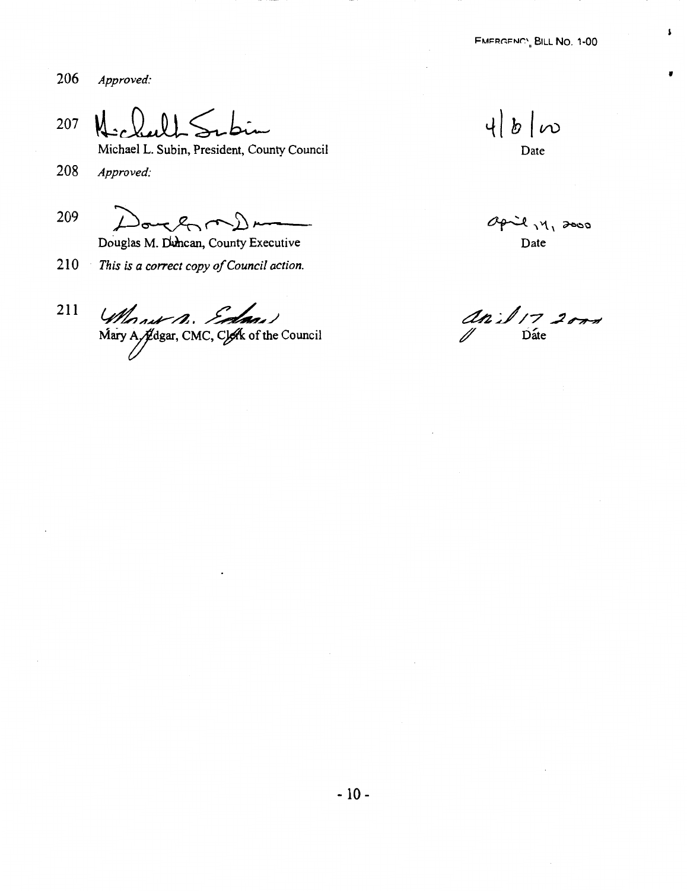206 *Approved:*

207 Michael L. Subin, President, County Council — 4/6/00 — Date

208 *Approved:*

209 Douglas M. Duncan, County Executive — April 14, 2000 — Date

210 *This is a correct copy of Council action.*

211 Mary A. Edgar, CMC, Clerk of the Council — April 17, 2000 — Date